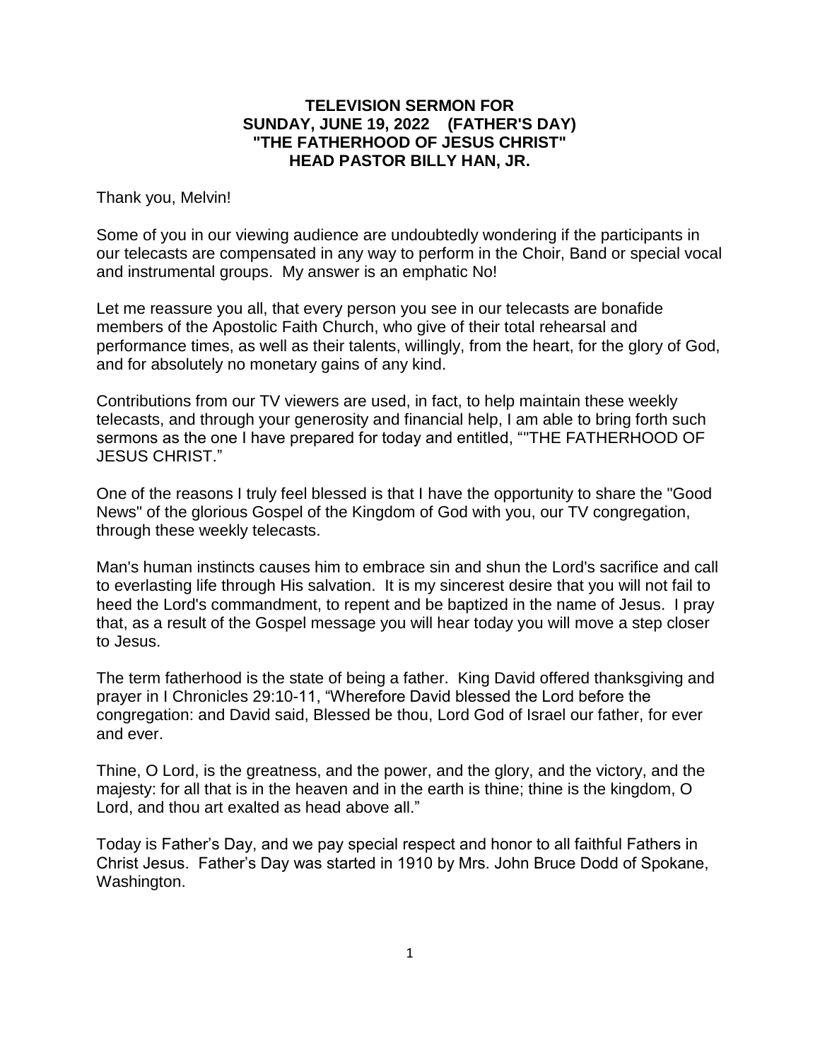**TELEVISION SERMON FOR**
**SUNDAY, JUNE 19, 2022 (FATHER'S DAY)**
**"THE FATHERHOOD OF JESUS CHRIST"**
**HEAD PASTOR BILLY HAN, JR.**

Thank you, Melvin!

Some of you in our viewing audience are undoubtedly wondering if the participants in our telecasts are compensated in any way to perform in the Choir, Band or special vocal and instrumental groups. My answer is an emphatic No!

Let me reassure you all, that every person you see in our telecasts are bonafide members of the Apostolic Faith Church, who give of their total rehearsal and performance times, as well as their talents, willingly, from the heart, for the glory of God, and for absolutely no monetary gains of any kind.

Contributions from our TV viewers are used, in fact, to help maintain these weekly telecasts, and through your generosity and financial help, I am able to bring forth such sermons as the one I have prepared for today and entitled, ""THE FATHERHOOD OF JESUS CHRIST."

One of the reasons I truly feel blessed is that I have the opportunity to share the "Good News" of the glorious Gospel of the Kingdom of God with you, our TV congregation, through these weekly telecasts.

Man's human instincts causes him to embrace sin and shun the Lord's sacrifice and call to everlasting life through His salvation. It is my sincerest desire that you will not fail to heed the Lord's commandment, to repent and be baptized in the name of Jesus. I pray that, as a result of the Gospel message you will hear today you will move a step closer to Jesus.

The term fatherhood is the state of being a father. King David offered thanksgiving and prayer in I Chronicles 29:10-11, "Wherefore David blessed the Lord before the congregation: and David said, Blessed be thou, Lord God of Israel our father, for ever and ever.

Thine, O Lord, is the greatness, and the power, and the glory, and the victory, and the majesty: for all that is in the heaven and in the earth is thine; thine is the kingdom, O Lord, and thou art exalted as head above all."

Today is Father's Day, and we pay special respect and honor to all faithful Fathers in Christ Jesus. Father's Day was started in 1910 by Mrs. John Bruce Dodd of Spokane, Washington.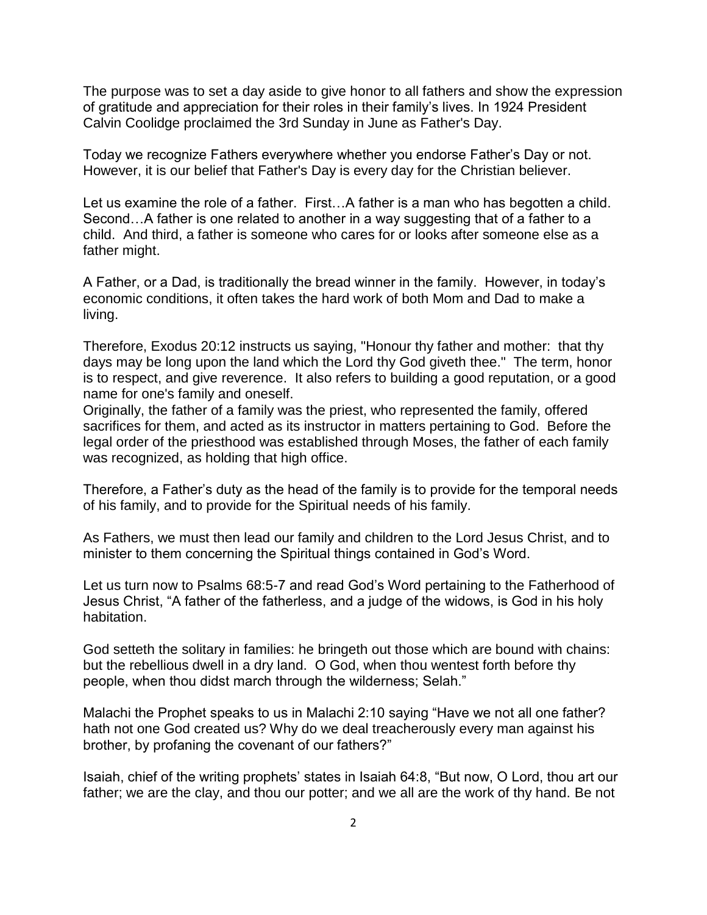The purpose was to set a day aside to give honor to all fathers and show the expression of gratitude and appreciation for their roles in their family's lives. In 1924 President Calvin Coolidge proclaimed the 3rd Sunday in June as Father's Day.

Today we recognize Fathers everywhere whether you endorse Father's Day or not. However, it is our belief that Father's Day is every day for the Christian believer.

Let us examine the role of a father. First…A father is a man who has begotten a child. Second…A father is one related to another in a way suggesting that of a father to a child. And third, a father is someone who cares for or looks after someone else as a father might.

A Father, or a Dad, is traditionally the bread winner in the family. However, in today's economic conditions, it often takes the hard work of both Mom and Dad to make a living.

Therefore, Exodus 20:12 instructs us saying, "Honour thy father and mother: that thy days may be long upon the land which the Lord thy God giveth thee." The term, honor is to respect, and give reverence. It also refers to building a good reputation, or a good name for one's family and oneself.

Originally, the father of a family was the priest, who represented the family, offered sacrifices for them, and acted as its instructor in matters pertaining to God. Before the legal order of the priesthood was established through Moses, the father of each family was recognized, as holding that high office.

Therefore, a Father's duty as the head of the family is to provide for the temporal needs of his family, and to provide for the Spiritual needs of his family.

As Fathers, we must then lead our family and children to the Lord Jesus Christ, and to minister to them concerning the Spiritual things contained in God's Word.

Let us turn now to Psalms 68:5-7 and read God's Word pertaining to the Fatherhood of Jesus Christ, "A father of the fatherless, and a judge of the widows, is God in his holy habitation.

God setteth the solitary in families: he bringeth out those which are bound with chains: but the rebellious dwell in a dry land. O God, when thou wentest forth before thy people, when thou didst march through the wilderness; Selah."

Malachi the Prophet speaks to us in Malachi 2:10 saying "Have we not all one father? hath not one God created us? Why do we deal treacherously every man against his brother, by profaning the covenant of our fathers?"

Isaiah, chief of the writing prophets' states in Isaiah 64:8, "But now, O Lord, thou art our father; we are the clay, and thou our potter; and we all are the work of thy hand. Be not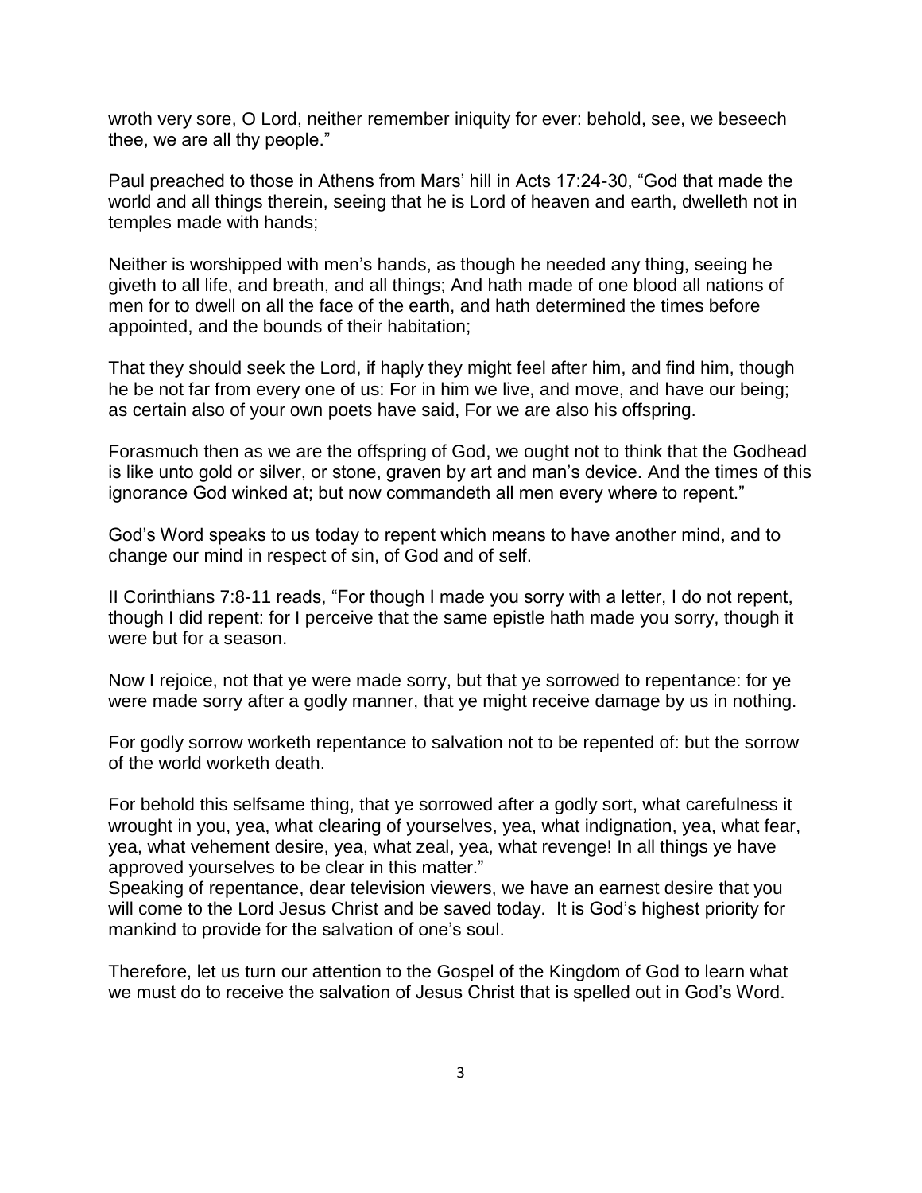wroth very sore, O Lord, neither remember iniquity for ever: behold, see, we beseech thee, we are all thy people."

Paul preached to those in Athens from Mars' hill in Acts 17:24-30, "God that made the world and all things therein, seeing that he is Lord of heaven and earth, dwelleth not in temples made with hands;

Neither is worshipped with men's hands, as though he needed any thing, seeing he giveth to all life, and breath, and all things; And hath made of one blood all nations of men for to dwell on all the face of the earth, and hath determined the times before appointed, and the bounds of their habitation;

That they should seek the Lord, if haply they might feel after him, and find him, though he be not far from every one of us: For in him we live, and move, and have our being; as certain also of your own poets have said, For we are also his offspring.

Forasmuch then as we are the offspring of God, we ought not to think that the Godhead is like unto gold or silver, or stone, graven by art and man's device. And the times of this ignorance God winked at; but now commandeth all men every where to repent."

God's Word speaks to us today to repent which means to have another mind, and to change our mind in respect of sin, of God and of self.

II Corinthians 7:8-11 reads, "For though I made you sorry with a letter, I do not repent, though I did repent: for I perceive that the same epistle hath made you sorry, though it were but for a season.

Now I rejoice, not that ye were made sorry, but that ye sorrowed to repentance: for ye were made sorry after a godly manner, that ye might receive damage by us in nothing.

For godly sorrow worketh repentance to salvation not to be repented of: but the sorrow of the world worketh death.

For behold this selfsame thing, that ye sorrowed after a godly sort, what carefulness it wrought in you, yea, what clearing of yourselves, yea, what indignation, yea, what fear, yea, what vehement desire, yea, what zeal, yea, what revenge! In all things ye have approved yourselves to be clear in this matter."

Speaking of repentance, dear television viewers, we have an earnest desire that you will come to the Lord Jesus Christ and be saved today. It is God's highest priority for mankind to provide for the salvation of one's soul.

Therefore, let us turn our attention to the Gospel of the Kingdom of God to learn what we must do to receive the salvation of Jesus Christ that is spelled out in God's Word.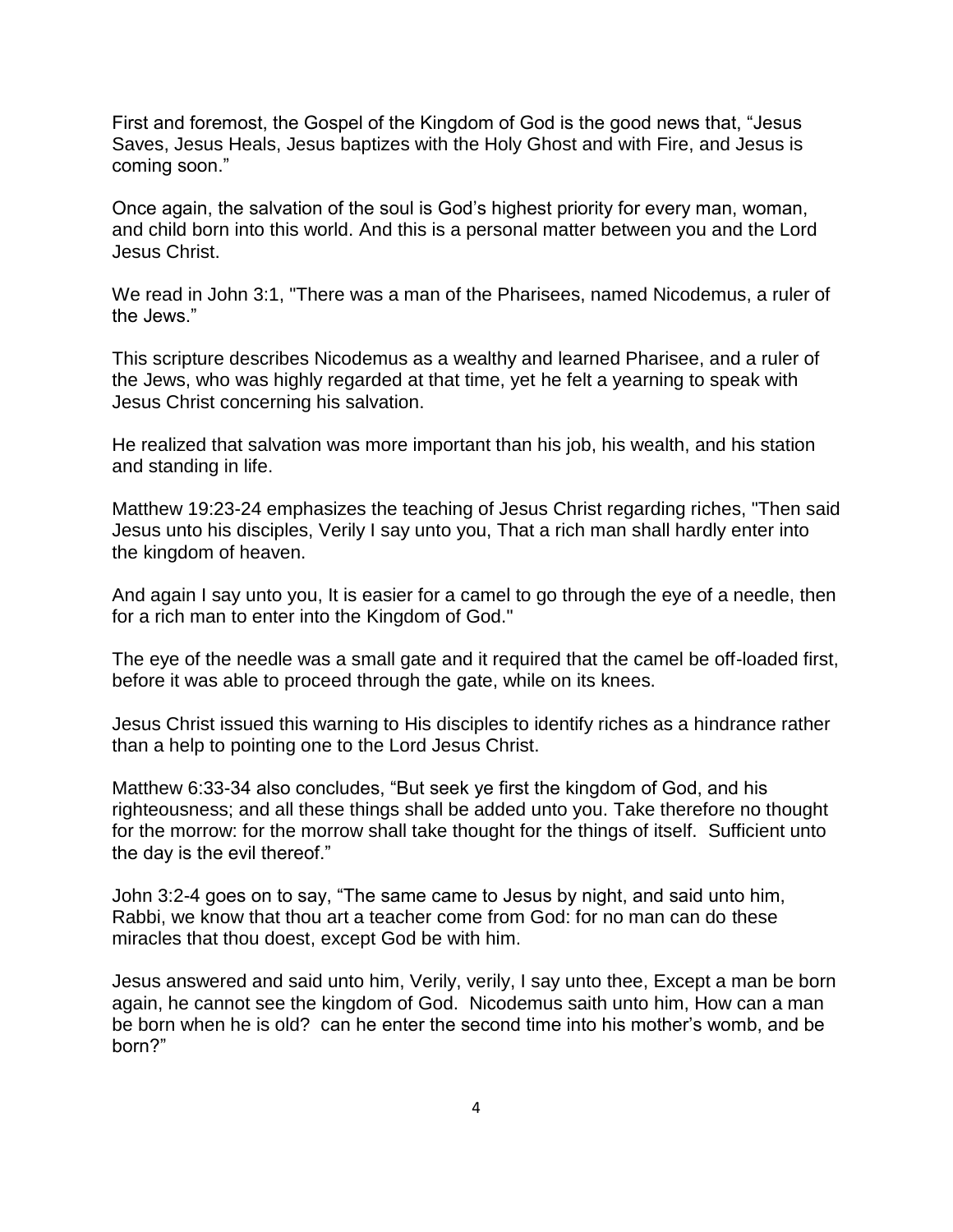First and foremost, the Gospel of the Kingdom of God is the good news that, "Jesus Saves, Jesus Heals, Jesus baptizes with the Holy Ghost and with Fire, and Jesus is coming soon."

Once again, the salvation of the soul is God's highest priority for every man, woman, and child born into this world. And this is a personal matter between you and the Lord Jesus Christ.

We read in John 3:1, "There was a man of the Pharisees, named Nicodemus, a ruler of the Jews."

This scripture describes Nicodemus as a wealthy and learned Pharisee, and a ruler of the Jews, who was highly regarded at that time, yet he felt a yearning to speak with Jesus Christ concerning his salvation.

He realized that salvation was more important than his job, his wealth, and his station and standing in life.

Matthew 19:23-24 emphasizes the teaching of Jesus Christ regarding riches, "Then said Jesus unto his disciples, Verily I say unto you, That a rich man shall hardly enter into the kingdom of heaven.

And again I say unto you, It is easier for a camel to go through the eye of a needle, then for a rich man to enter into the Kingdom of God."

The eye of the needle was a small gate and it required that the camel be off-loaded first, before it was able to proceed through the gate, while on its knees.

Jesus Christ issued this warning to His disciples to identify riches as a hindrance rather than a help to pointing one to the Lord Jesus Christ.

Matthew 6:33-34 also concludes, "But seek ye first the kingdom of God, and his righteousness; and all these things shall be added unto you. Take therefore no thought for the morrow: for the morrow shall take thought for the things of itself. Sufficient unto the day is the evil thereof."

John 3:2-4 goes on to say, "The same came to Jesus by night, and said unto him, Rabbi, we know that thou art a teacher come from God: for no man can do these miracles that thou doest, except God be with him.

Jesus answered and said unto him, Verily, verily, I say unto thee, Except a man be born again, he cannot see the kingdom of God. Nicodemus saith unto him, How can a man be born when he is old? can he enter the second time into his mother's womb, and be born?"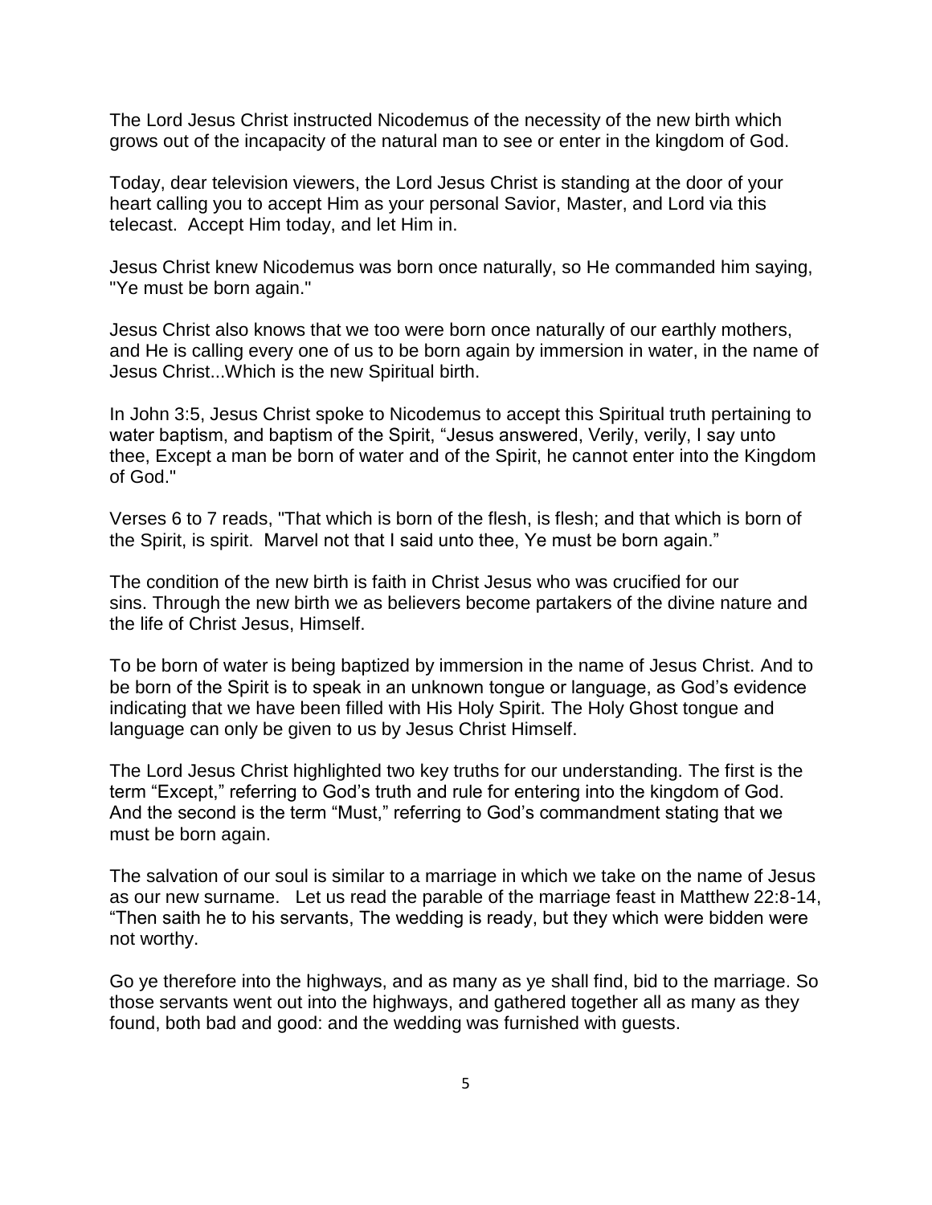The Lord Jesus Christ instructed Nicodemus of the necessity of the new birth which grows out of the incapacity of the natural man to see or enter in the kingdom of God.

Today, dear television viewers, the Lord Jesus Christ is standing at the door of your heart calling you to accept Him as your personal Savior, Master, and Lord via this telecast. Accept Him today, and let Him in.

Jesus Christ knew Nicodemus was born once naturally, so He commanded him saying, "Ye must be born again."

Jesus Christ also knows that we too were born once naturally of our earthly mothers, and He is calling every one of us to be born again by immersion in water, in the name of Jesus Christ...Which is the new Spiritual birth.

In John 3:5, Jesus Christ spoke to Nicodemus to accept this Spiritual truth pertaining to water baptism, and baptism of the Spirit, "Jesus answered, Verily, verily, I say unto thee, Except a man be born of water and of the Spirit, he cannot enter into the Kingdom of God."

Verses 6 to 7 reads, "That which is born of the flesh, is flesh; and that which is born of the Spirit, is spirit. Marvel not that I said unto thee, Ye must be born again."

The condition of the new birth is faith in Christ Jesus who was crucified for our sins. Through the new birth we as believers become partakers of the divine nature and the life of Christ Jesus, Himself.

To be born of water is being baptized by immersion in the name of Jesus Christ. And to be born of the Spirit is to speak in an unknown tongue or language, as God's evidence indicating that we have been filled with His Holy Spirit. The Holy Ghost tongue and language can only be given to us by Jesus Christ Himself.

The Lord Jesus Christ highlighted two key truths for our understanding. The first is the term "Except," referring to God's truth and rule for entering into the kingdom of God. And the second is the term "Must," referring to God's commandment stating that we must be born again.

The salvation of our soul is similar to a marriage in which we take on the name of Jesus as our new surname. Let us read the parable of the marriage feast in Matthew 22:8-14, "Then saith he to his servants, The wedding is ready, but they which were bidden were not worthy.

Go ye therefore into the highways, and as many as ye shall find, bid to the marriage. So those servants went out into the highways, and gathered together all as many as they found, both bad and good: and the wedding was furnished with guests.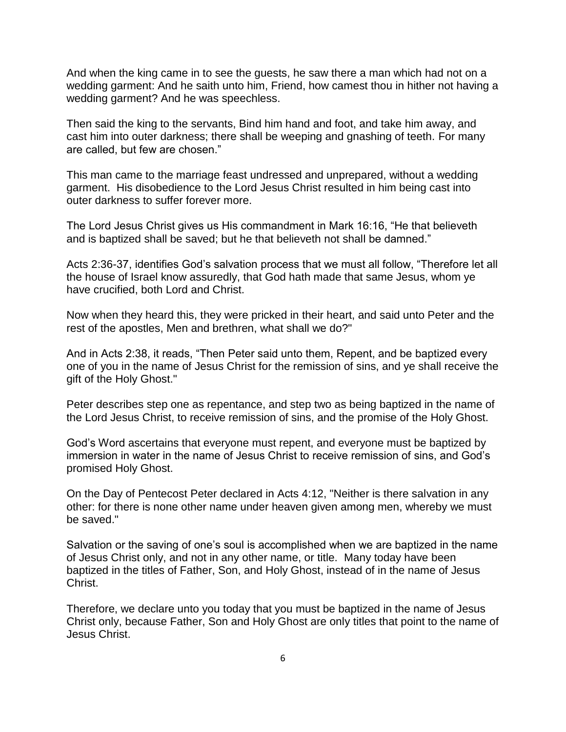And when the king came in to see the guests, he saw there a man which had not on a wedding garment: And he saith unto him, Friend, how camest thou in hither not having a wedding garment? And he was speechless.

Then said the king to the servants, Bind him hand and foot, and take him away, and cast him into outer darkness; there shall be weeping and gnashing of teeth. For many are called, but few are chosen."

This man came to the marriage feast undressed and unprepared, without a wedding garment. His disobedience to the Lord Jesus Christ resulted in him being cast into outer darkness to suffer forever more.

The Lord Jesus Christ gives us His commandment in Mark 16:16, "He that believeth and is baptized shall be saved; but he that believeth not shall be damned."

Acts 2:36-37, identifies God's salvation process that we must all follow, "Therefore let all the house of Israel know assuredly, that God hath made that same Jesus, whom ye have crucified, both Lord and Christ.

Now when they heard this, they were pricked in their heart, and said unto Peter and the rest of the apostles, Men and brethren, what shall we do?"

And in Acts 2:38, it reads, "Then Peter said unto them, Repent, and be baptized every one of you in the name of Jesus Christ for the remission of sins, and ye shall receive the gift of the Holy Ghost."

Peter describes step one as repentance, and step two as being baptized in the name of the Lord Jesus Christ, to receive remission of sins, and the promise of the Holy Ghost.

God's Word ascertains that everyone must repent, and everyone must be baptized by immersion in water in the name of Jesus Christ to receive remission of sins, and God's promised Holy Ghost.

On the Day of Pentecost Peter declared in Acts 4:12, "Neither is there salvation in any other: for there is none other name under heaven given among men, whereby we must be saved."

Salvation or the saving of one's soul is accomplished when we are baptized in the name of Jesus Christ only, and not in any other name, or title. Many today have been baptized in the titles of Father, Son, and Holy Ghost, instead of in the name of Jesus Christ.

Therefore, we declare unto you today that you must be baptized in the name of Jesus Christ only, because Father, Son and Holy Ghost are only titles that point to the name of Jesus Christ.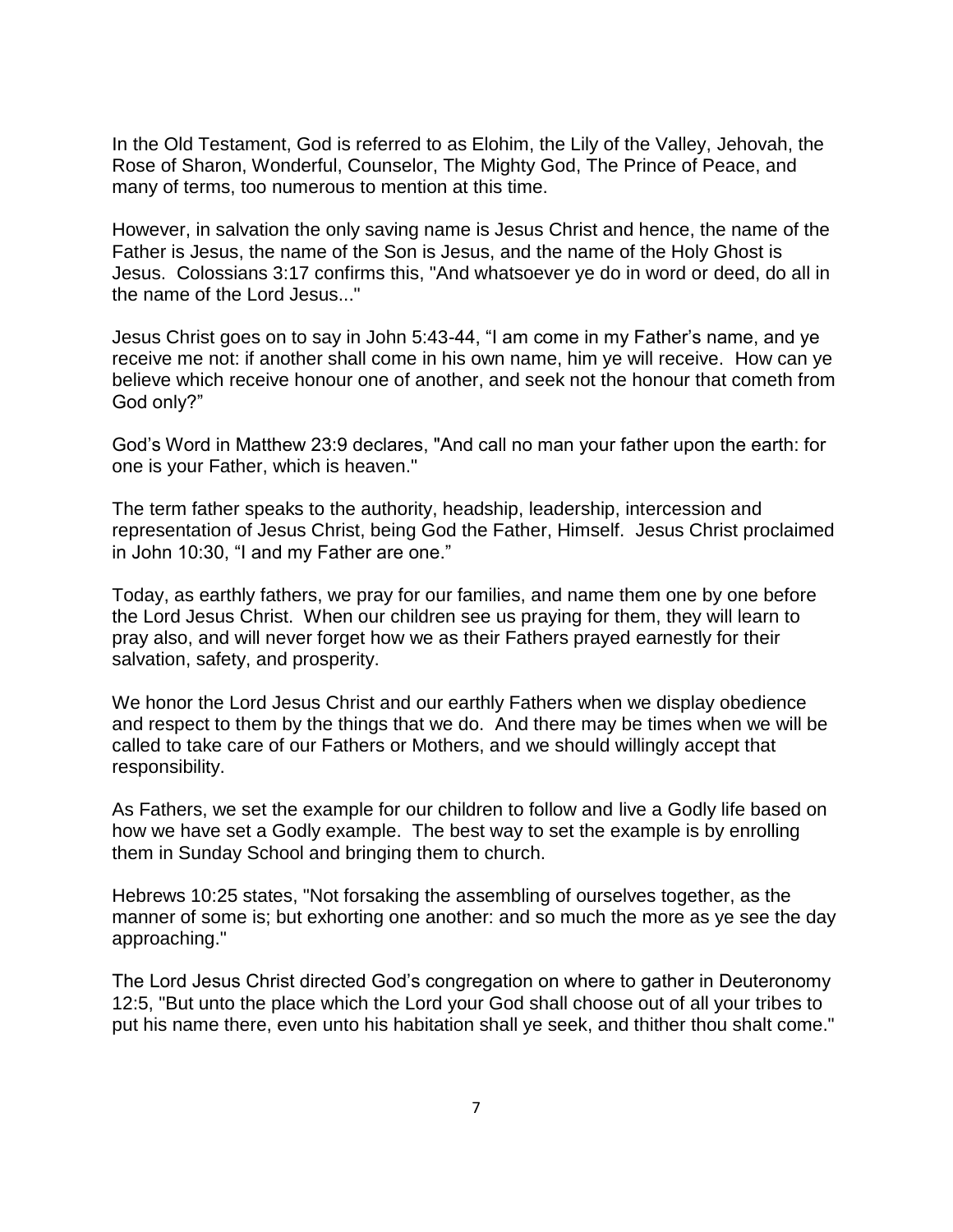In the Old Testament, God is referred to as Elohim, the Lily of the Valley, Jehovah, the Rose of Sharon, Wonderful, Counselor, The Mighty God, The Prince of Peace, and many of terms, too numerous to mention at this time.

However, in salvation the only saving name is Jesus Christ and hence, the name of the Father is Jesus, the name of the Son is Jesus, and the name of the Holy Ghost is Jesus. Colossians 3:17 confirms this, "And whatsoever ye do in word or deed, do all in the name of the Lord Jesus..."

Jesus Christ goes on to say in John 5:43-44, "I am come in my Father's name, and ye receive me not: if another shall come in his own name, him ye will receive. How can ye believe which receive honour one of another, and seek not the honour that cometh from God only?"

God's Word in Matthew 23:9 declares, "And call no man your father upon the earth: for one is your Father, which is heaven."

The term father speaks to the authority, headship, leadership, intercession and representation of Jesus Christ, being God the Father, Himself. Jesus Christ proclaimed in John 10:30, "I and my Father are one."

Today, as earthly fathers, we pray for our families, and name them one by one before the Lord Jesus Christ. When our children see us praying for them, they will learn to pray also, and will never forget how we as their Fathers prayed earnestly for their salvation, safety, and prosperity.

We honor the Lord Jesus Christ and our earthly Fathers when we display obedience and respect to them by the things that we do. And there may be times when we will be called to take care of our Fathers or Mothers, and we should willingly accept that responsibility.

As Fathers, we set the example for our children to follow and live a Godly life based on how we have set a Godly example. The best way to set the example is by enrolling them in Sunday School and bringing them to church.

Hebrews 10:25 states, "Not forsaking the assembling of ourselves together, as the manner of some is; but exhorting one another: and so much the more as ye see the day approaching."

The Lord Jesus Christ directed God's congregation on where to gather in Deuteronomy 12:5, "But unto the place which the Lord your God shall choose out of all your tribes to put his name there, even unto his habitation shall ye seek, and thither thou shalt come."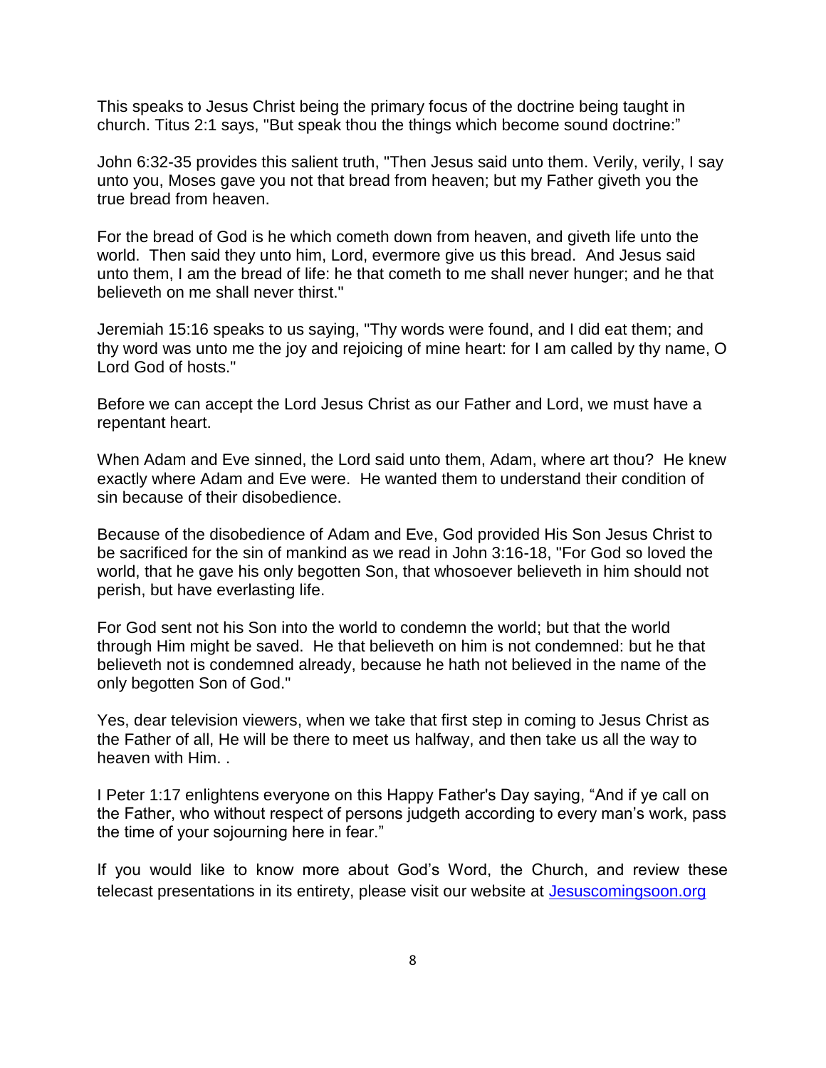This speaks to Jesus Christ being the primary focus of the doctrine being taught in church. Titus 2:1 says, "But speak thou the things which become sound doctrine:"

John 6:32-35 provides this salient truth, "Then Jesus said unto them. Verily, verily, I say unto you, Moses gave you not that bread from heaven; but my Father giveth you the true bread from heaven.

For the bread of God is he which cometh down from heaven, and giveth life unto the world. Then said they unto him, Lord, evermore give us this bread. And Jesus said unto them, I am the bread of life: he that cometh to me shall never hunger; and he that believeth on me shall never thirst."

Jeremiah 15:16 speaks to us saying, "Thy words were found, and I did eat them; and thy word was unto me the joy and rejoicing of mine heart: for I am called by thy name, O Lord God of hosts."

Before we can accept the Lord Jesus Christ as our Father and Lord, we must have a repentant heart.

When Adam and Eve sinned, the Lord said unto them, Adam, where art thou? He knew exactly where Adam and Eve were. He wanted them to understand their condition of sin because of their disobedience.

Because of the disobedience of Adam and Eve, God provided His Son Jesus Christ to be sacrificed for the sin of mankind as we read in John 3:16-18, "For God so loved the world, that he gave his only begotten Son, that whosoever believeth in him should not perish, but have everlasting life.

For God sent not his Son into the world to condemn the world; but that the world through Him might be saved. He that believeth on him is not condemned: but he that believeth not is condemned already, because he hath not believed in the name of the only begotten Son of God."

Yes, dear television viewers, when we take that first step in coming to Jesus Christ as the Father of all, He will be there to meet us halfway, and then take us all the way to heaven with Him. .

I Peter 1:17 enlightens everyone on this Happy Father's Day saying, "And if ye call on the Father, who without respect of persons judgeth according to every man's work, pass the time of your sojourning here in fear."

If you would like to know more about God's Word, the Church, and review these telecast presentations in its entirety, please visit our website at [Jesuscomingsoon.org](http://Jesuscomingsoon.org)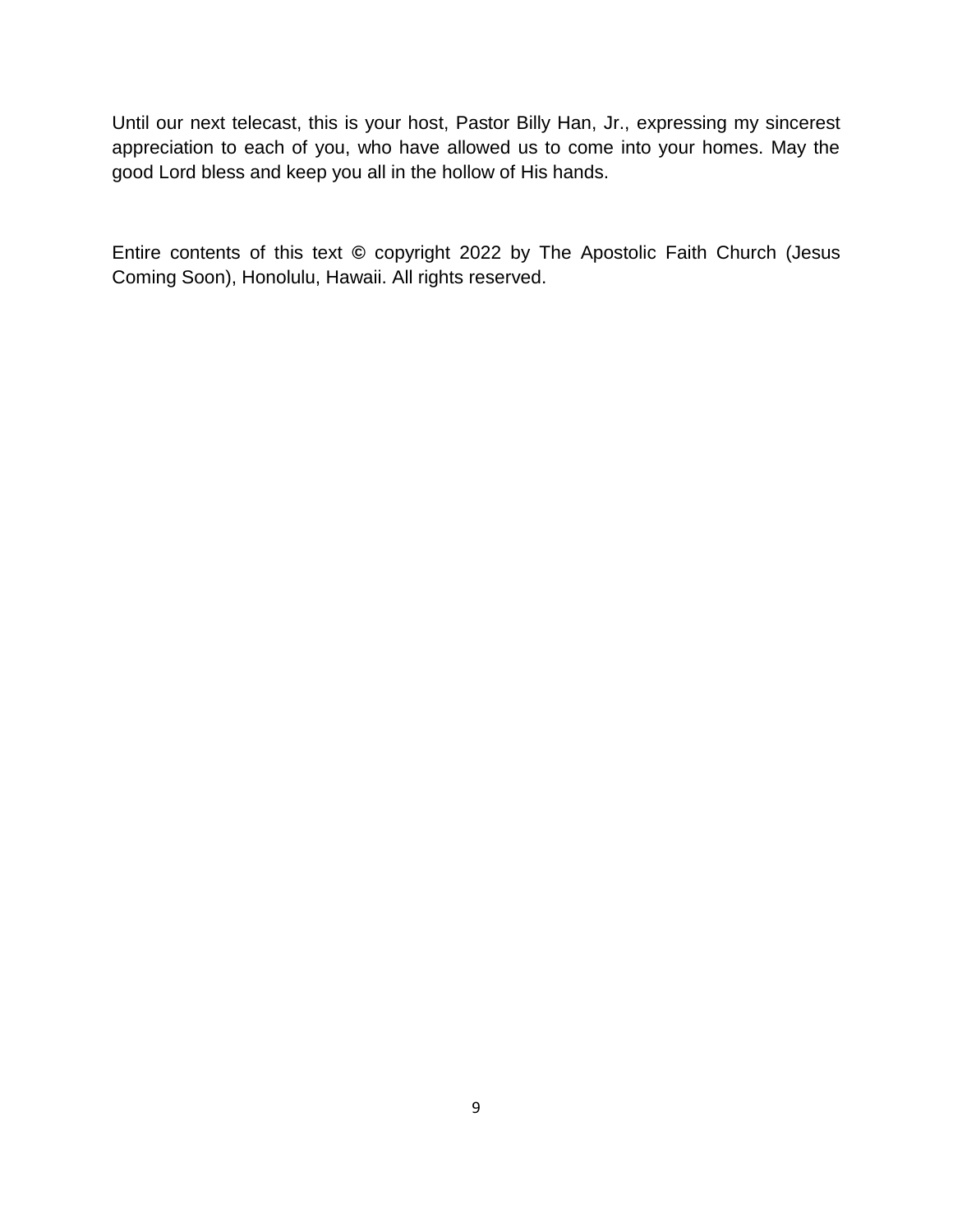Until our next telecast, this is your host, Pastor Billy Han, Jr., expressing my sincerest appreciation to each of you, who have allowed us to come into your homes. May the good Lord bless and keep you all in the hollow of His hands.

Entire contents of this text © copyright 2022 by The Apostolic Faith Church (Jesus Coming Soon), Honolulu, Hawaii. All rights reserved.